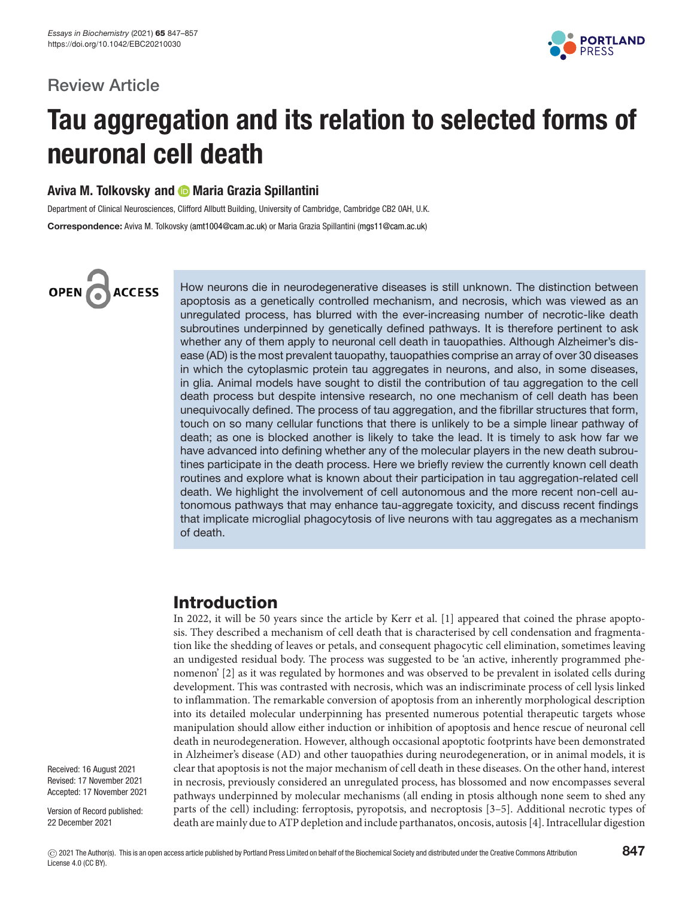Review Article

# Tau aggregation and its relation to selected forms of neuronal cell death

**Aviva M. Tolkovsky and Maria Grazia Spillantini**

Department of Clinical Neurosciences, Clifford Allbutt Building, University of Cambridge, Cambridge CB2 0AH, U.K.

**Correspondence:** Aviva M. Tolkovsky (amt1004@cam.ac.uk) or Maria Grazia Spillantini (mgs11@cam.ac.uk)

How neurons die in neurodegenerative diseases is still unknown. The distinction between apoptosis as a genetically controlled mechanism, and necrosis, which was viewed as an unregulated process, has blurred with the ever-increasing number of necrotic-like death subroutines underpinned by genetically defined pathways. It is therefore pertinent to ask whether any of them apply to neuronal cell death in tauopathies. Although Alzheimer's disease (AD) is the most prevalent tauopathy, tauopathies comprise an array of over 30 diseases in which the cytoplasmic protein tau aggregates in neurons, and also, in some diseases, in glia. Animal models have sought to distil the contribution of tau aggregation to the cell death process but despite intensive research, no one mechanism of cell death has been unequivocally defined. The process of tau aggregation, and the fibrillar structures that form, touch on so many cellular functions that there is unlikely to be a simple linear pathway of death; as one is blocked another is likely to take the lead. It is timely to ask how far we have advanced into defining whether any of the molecular players in the new death subroutines participate in the death process. Here we briefly review the currently known cell death routines and explore what is known about their participation in tau aggregation-related cell death. We highlight the involvement of cell autonomous and the more recent non-cell autonomous pathways that may enhance tau-aggregate toxicity, and discuss recent findings that implicate microglial phagocytosis of live neurons with tau aggregates as a mechanism of death.

Received: 16 August 2021
Revised: 17 November 2021
Accepted: 17 November 2021

Version of Record published: 22 December 2021

## Introduction

In 2022, it will be 50 years since the article by Kerr et al. [1] appeared that coined the phrase apoptosis. They described a mechanism of cell death that is characterised by cell condensation and fragmentation like the shedding of leaves or petals, and consequent phagocytic cell elimination, sometimes leaving an undigested residual body. The process was suggested to be 'an active, inherently programmed phenomenon' [2] as it was regulated by hormones and was observed to be prevalent in isolated cells during development. This was contrasted with necrosis, which was an indiscriminate process of cell lysis linked to inflammation. The remarkable conversion of apoptosis from an inherently morphological description into its detailed molecular underpinning has presented numerous potential therapeutic targets whose manipulation should allow either induction or inhibition of apoptosis and hence rescue of neuronal cell death in neurodegeneration. However, although occasional apoptotic footprints have been demonstrated in Alzheimer's disease (AD) and other tauopathies during neurodegeneration, or in animal models, it is clear that apoptosis is not the major mechanism of cell death in these diseases. On the other hand, interest in necrosis, previously considered an unregulated process, has blossomed and now encompasses several pathways underpinned by molecular mechanisms (all ending in ptosis although none seem to shed any parts of the cell) including: ferroptosis, pyropotsis, and necroptosis [3–5]. Additional necrotic types of death are mainly due to ATP depletion and include parthanatos, oncosis, autosis [4]. Intracellular digestion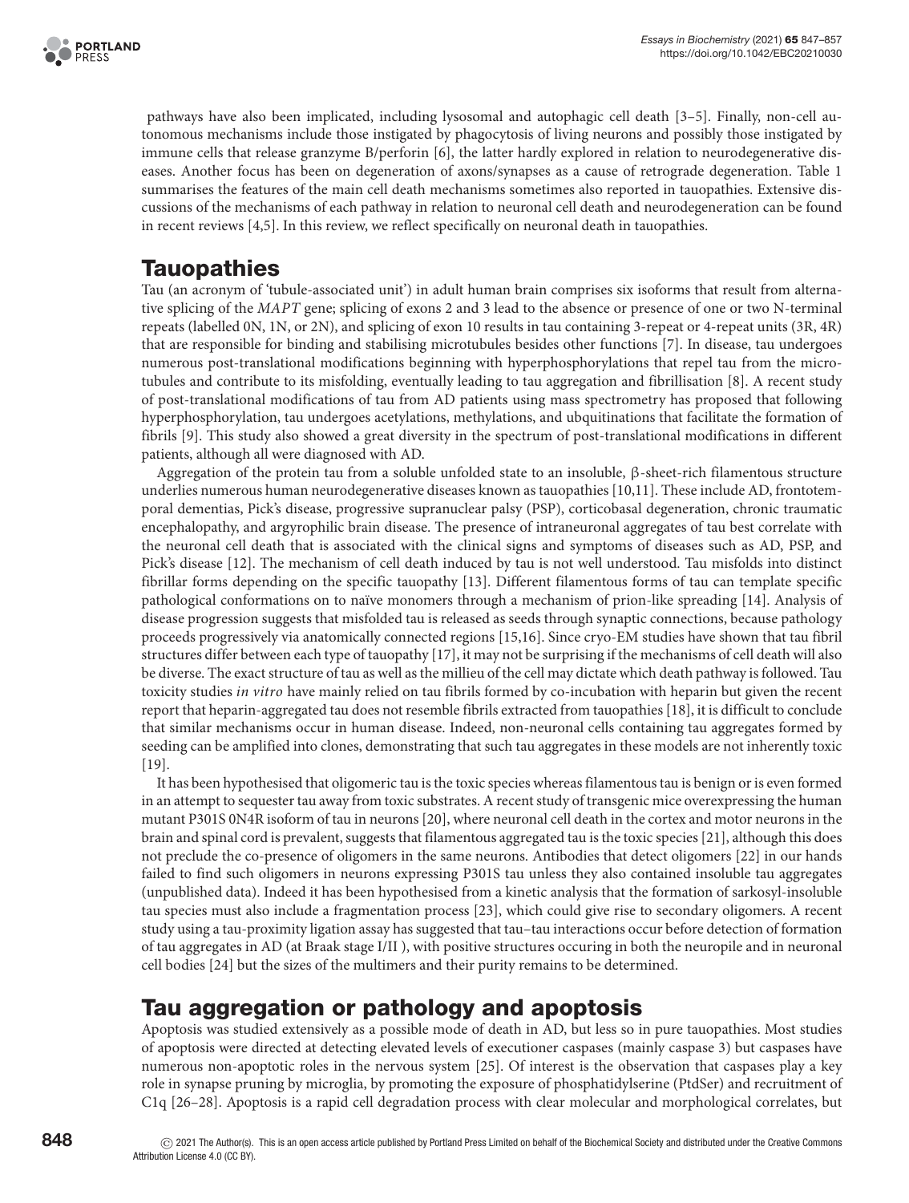pathways have also been implicated, including lysosomal and autophagic cell death [3–5]. Finally, non-cell autonomous mechanisms include those instigated by phagocytosis of living neurons and possibly those instigated by immune cells that release granzyme B/perforin [6], the latter hardly explored in relation to neurodegenerative diseases. Another focus has been on degeneration of axons/synapses as a cause of retrograde degeneration. Table 1 summarises the features of the main cell death mechanisms sometimes also reported in tauopathies. Extensive discussions of the mechanisms of each pathway in relation to neuronal cell death and neurodegeneration can be found in recent reviews [4,5]. In this review, we reflect specifically on neuronal death in tauopathies.

## Tauopathies

Tau (an acronym of 'tubule-associated unit') in adult human brain comprises six isoforms that result from alternative splicing of the *MAPT* gene; splicing of exons 2 and 3 lead to the absence or presence of one or two N-terminal repeats (labelled 0N, 1N, or 2N), and splicing of exon 10 results in tau containing 3-repeat or 4-repeat units (3R, 4R) that are responsible for binding and stabilising microtubules besides other functions [7]. In disease, tau undergoes numerous post-translational modifications beginning with hyperphosphorylations that repel tau from the microtubules and contribute to its misfolding, eventually leading to tau aggregation and fibrillisation [8]. A recent study of post-translational modifications of tau from AD patients using mass spectrometry has proposed that following hyperphosphorylation, tau undergoes acetylations, methylations, and ubquitinations that facilitate the formation of fibrils [9]. This study also showed a great diversity in the spectrum of post-translational modifications in different patients, although all were diagnosed with AD.

Aggregation of the protein tau from a soluble unfolded state to an insoluble, β-sheet-rich filamentous structure underlies numerous human neurodegenerative diseases known as tauopathies [10,11]. These include AD, frontotemporal dementias, Pick's disease, progressive supranuclear palsy (PSP), corticobasal degeneration, chronic traumatic encephalopathy, and argyrophilic brain disease. The presence of intraneuronal aggregates of tau best correlate with the neuronal cell death that is associated with the clinical signs and symptoms of diseases such as AD, PSP, and Pick's disease [12]. The mechanism of cell death induced by tau is not well understood. Tau misfolds into distinct fibrillar forms depending on the specific tauopathy [13]. Different filamentous forms of tau can template specific pathological conformations on to naïve monomers through a mechanism of prion-like spreading [14]. Analysis of disease progression suggests that misfolded tau is released as seeds through synaptic connections, because pathology proceeds progressively via anatomically connected regions [15,16]. Since cryo-EM studies have shown that tau fibril structures differ between each type of tauopathy [17], it may not be surprising if the mechanisms of cell death will also be diverse. The exact structure of tau as well as the millieu of the cell may dictate which death pathway is followed. Tau toxicity studies *in vitro* have mainly relied on tau fibrils formed by co-incubation with heparin but given the recent report that heparin-aggregated tau does not resemble fibrils extracted from tauopathies [18], it is difficult to conclude that similar mechanisms occur in human disease. Indeed, non-neuronal cells containing tau aggregates formed by seeding can be amplified into clones, demonstrating that such tau aggregates in these models are not inherently toxic [19].

It has been hypothesised that oligomeric tau is the toxic species whereas filamentous tau is benign or is even formed in an attempt to sequester tau away from toxic substrates. A recent study of transgenic mice overexpressing the human mutant P301S 0N4R isoform of tau in neurons [20], where neuronal cell death in the cortex and motor neurons in the brain and spinal cord is prevalent, suggests that filamentous aggregated tau is the toxic species [21], although this does not preclude the co-presence of oligomers in the same neurons. Antibodies that detect oligomers [22] in our hands failed to find such oligomers in neurons expressing P301S tau unless they also contained insoluble tau aggregates (unpublished data). Indeed it has been hypothesised from a kinetic analysis that the formation of sarkosyl-insoluble tau species must also include a fragmentation process [23], which could give rise to secondary oligomers. A recent study using a tau-proximity ligation assay has suggested that tau–tau interactions occur before detection of formation of tau aggregates in AD (at Braak stage I/II ), with positive structures occuring in both the neuropile and in neuronal cell bodies [24] but the sizes of the multimers and their purity remains to be determined.

## Tau aggregation or pathology and apoptosis

Apoptosis was studied extensively as a possible mode of death in AD, but less so in pure tauopathies. Most studies of apoptosis were directed at detecting elevated levels of executioner caspases (mainly caspase 3) but caspases have numerous non-apoptotic roles in the nervous system [25]. Of interest is the observation that caspases play a key role in synapse pruning by microglia, by promoting the exposure of phosphatidylserine (PtdSer) and recruitment of C1q [26–28]. Apoptosis is a rapid cell degradation process with clear molecular and morphological correlates, but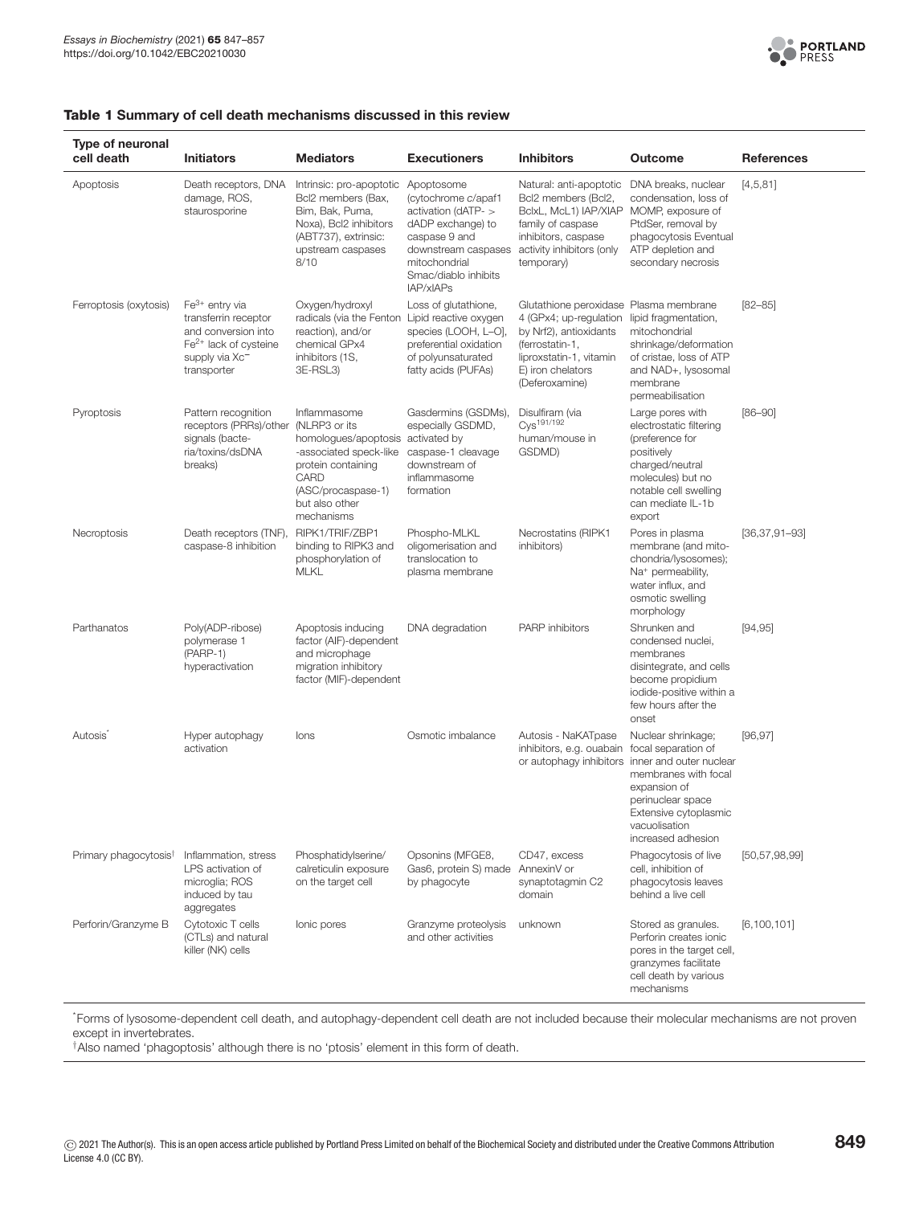**Table 1 Summary of cell death mechanisms discussed in this review**

| Type of neuronal cell death | Initiators | Mediators | Executioners | Inhibitors | Outcome | References |
|---|---|---|---|---|---|---|
| Apoptosis | Death receptors, DNA damage, ROS, staurosporine | Intrinsic: pro-apoptotic Bcl2 members (Bax, Bim, Bak, Puma, Noxa), Bcl2 inhibitors (ABT737), extrinsic: upstream caspases 8/10 | Apoptosome (cytochrome c/apaf1 activation (dATP- > dADP exchange) to caspase 9 and downstream caspases mitochondrial Smac/diablo inhibits IAP/xIAPs | Natural: anti-apoptotic Bcl2 members (Bcl2, BclxL, McL1) IAP/XIAP family of caspase inhibitors, caspase activity inhibitors (only temporary) | DNA breaks, nuclear condensation, loss of MOMP, exposure of PtdSer, removal by phagocytosis Eventual ATP depletion and secondary necrosis | [4,5,81] |
| Ferroptosis (oxytosis) | $Fe^{3+}$ entry via transferrin receptor and conversion into $Fe^{2+}$ lack of cysteine supply via $Xc^{-}$ transporter | Oxygen/hydroxyl radicals (via the Fenton reaction), and/or chemical GPx4 inhibitors (1S, 3E-RSL3) | Loss of glutathione, Lipid reactive oxygen species (LOOH, L–O], preferential oxidation of polyunsaturated fatty acids (PUFAs) | Glutathione peroxidase 4 (GPx4; up-regulation by Nrf2), antioxidants (ferrostatin-1, liproxstatin-1, vitamin E) iron chelators (Deferoxamine) | Plasma membrane lipid fragmentation, mitochondrial shrinkage/deformation of cristae, loss of ATP and NAD+, lysosomal membrane permeabilisation | [82–85] |
| Pyroptosis | Pattern recognition receptors (PRRs)/other signals (bacteria/toxins/dsDNA breaks) | Inflammasome (NLRP3 or its homologues/apoptosis -associated speck-like protein containing CARD (ASC/procaspase-1) but also other mechanisms | Gasdermins (GSDMs), especially GSDMD, activated by caspase-1 cleavage downstream of inflammasome formation | Disulfiram (via $Cys^{191/192}$ human/mouse in GSDMD) | Large pores with electrostatic filtering (preference for positively charged/neutral molecules) but no notable cell swelling can mediate IL-1b export | [86–90] |
| Necroptosis | Death receptors (TNF), caspase-8 inhibition | RIPK1/TRIF/ZBP1 binding to RIPK3 and phosphorylation of MLKL | Phospho-MLKL oligomerisation and translocation to plasma membrane | Necrostatins (RIPK1 inhibitors) | Pores in plasma membrane (and mitochondria/lysosomes); $Na^{+}$ permeability, water influx, and osmotic swelling morphology | [36,37,91–93] |
| Parthanatos | Poly(ADP-ribose) polymerase 1 (PARP-1) hyperactivation | Apoptosis inducing factor (AIF)-dependent and microphage migration inhibitory factor (MIF)-dependent | DNA degradation | PARP inhibitors | Shrunken and condensed nuclei, membranes disintegrate, and cells become propidium iodide-positive within a few hours after the onset | [94,95] |
| Autosis* | Hyper autophagy activation | Ions | Osmotic imbalance | Autosis - NaKATpase inhibitors, e.g. ouabain or autophagy inhibitors | Nuclear shrinkage; focal separation of inner and outer nuclear membranes with focal expansion of perinuclear space Extensive cytoplasmic vacuolisation increased adhesion | [96,97] |
| Primary phagocytosis† | Inflammation, stress LPS activation of microglia; ROS induced by tau aggregates | Phosphatidylserine/ calreticulin exposure on the target cell | Opsonins (MFGE8, Gas6, protein S) made by phagocyte | CD47, excess AnnexinV or synaptotagmin C2 domain | Phagocytosis of live cell, inhibition of phagocytosis leaves behind a live cell | [50,57,98,99] |
| Perforin/Granzyme B | Cytotoxic T cells (CTLs) and natural killer (NK) cells | Ionic pores | Granzyme proteolysis and other activities | unknown | Stored as granules. Perforin creates ionic pores in the target cell, granzymes facilitate cell death by various mechanisms | [6,100,101] |

*Forms of lysosome-dependent cell death, and autophagy-dependent cell death are not included because their molecular mechanisms are not proven except in invertebrates.

†Also named 'phagoptosis' although there is no 'ptosis' element in this form of death.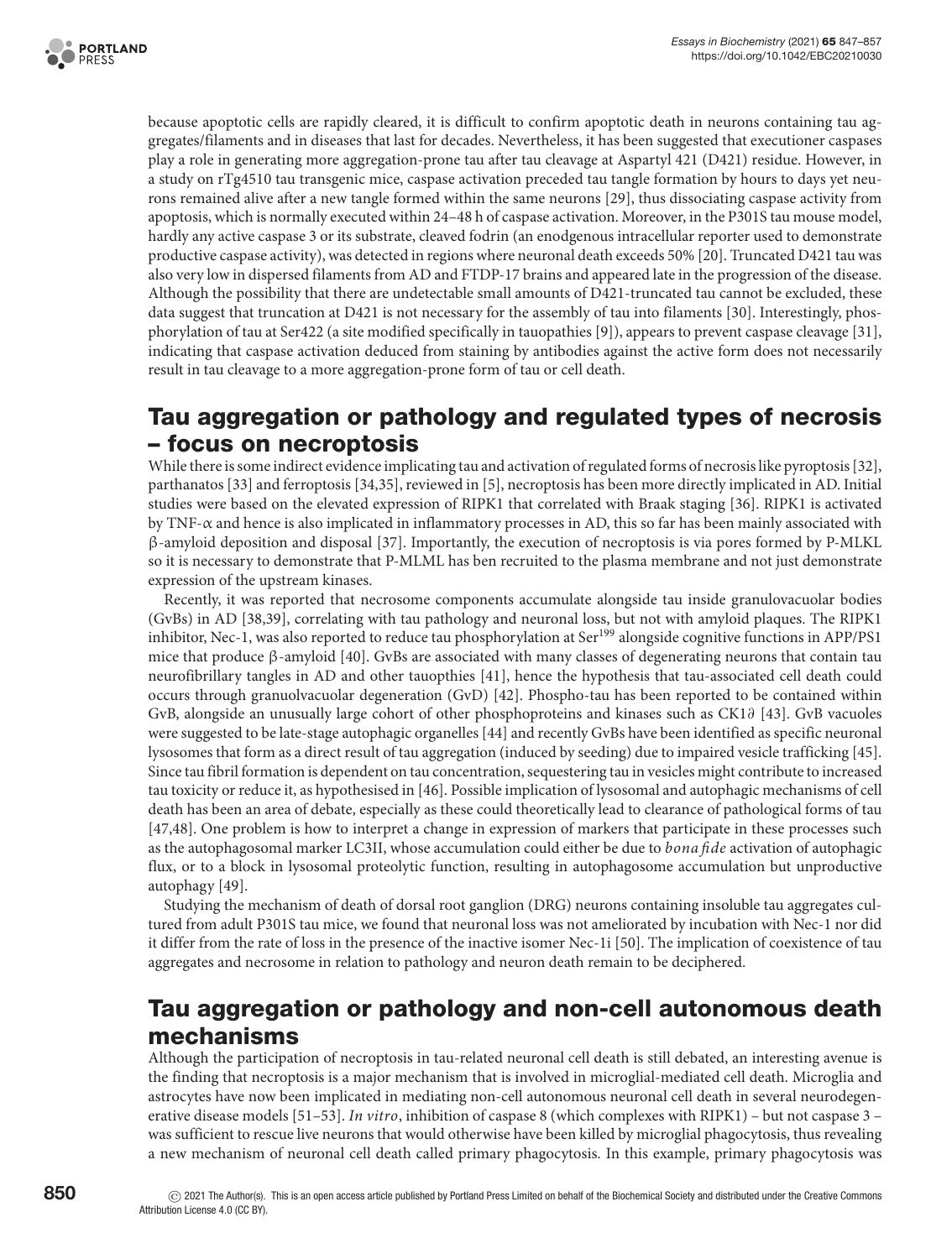because apoptotic cells are rapidly cleared, it is difficult to confirm apoptotic death in neurons containing tau aggregates/filaments and in diseases that last for decades. Nevertheless, it has been suggested that executioner caspases play a role in generating more aggregation-prone tau after tau cleavage at Aspartyl 421 (D421) residue. However, in a study on rTg4510 tau transgenic mice, caspase activation preceded tau tangle formation by hours to days yet neurons remained alive after a new tangle formed within the same neurons [29], thus dissociating caspase activity from apoptosis, which is normally executed within 24–48 h of caspase activation. Moreover, in the P301S tau mouse model, hardly any active caspase 3 or its substrate, cleaved fodrin (an enodgenous intracellular reporter used to demonstrate productive caspase activity), was detected in regions where neuronal death exceeds 50% [20]. Truncated D421 tau was also very low in dispersed filaments from AD and FTDP-17 brains and appeared late in the progression of the disease. Although the possibility that there are undetectable small amounts of D421-truncated tau cannot be excluded, these data suggest that truncation at D421 is not necessary for the assembly of tau into filaments [30]. Interestingly, phosphorylation of tau at Ser422 (a site modified specifically in tauopathies [9]), appears to prevent caspase cleavage [31], indicating that caspase activation deduced from staining by antibodies against the active form does not necessarily result in tau cleavage to a more aggregation-prone form of tau or cell death.

## Tau aggregation or pathology and regulated types of necrosis – focus on necroptosis

While there is some indirect evidence implicating tau and activation of regulated forms of necrosis like pyroptosis [32], parthanatos [33] and ferroptosis [34,35], reviewed in [5], necroptosis has been more directly implicated in AD. Initial studies were based on the elevated expression of RIPK1 that correlated with Braak staging [36]. RIPK1 is activated by TNF-α and hence is also implicated in inflammatory processes in AD, this so far has been mainly associated with β-amyloid deposition and disposal [37]. Importantly, the execution of necroptosis is via pores formed by P-MLKL so it is necessary to demonstrate that P-MLML has ben recruited to the plasma membrane and not just demonstrate expression of the upstream kinases.

Recently, it was reported that necrosome components accumulate alongside tau inside granulovacuolar bodies (GvBs) in AD [38,39], correlating with tau pathology and neuronal loss, but not with amyloid plaques. The RIPK1 inhibitor, Nec-1, was also reported to reduce tau phosphorylation at Ser[199] alongside cognitive functions in APP/PS1 mice that produce β-amyloid [40]. GvBs are associated with many classes of degenerating neurons that contain tau neurofibrillary tangles in AD and other tauopthies [41], hence the hypothesis that tau-associated cell death could occurs through granuolvacuolar degeneration (GvD) [42]. Phospho-tau has been reported to be contained within GvB, alongside an unusually large cohort of other phosphoproteins and kinases such as CK1∂ [43]. GvB vacuoles were suggested to be late-stage autophagic organelles [44] and recently GvBs have been identified as specific neuronal lysosomes that form as a direct result of tau aggregation (induced by seeding) due to impaired vesicle trafficking [45]. Since tau fibril formation is dependent on tau concentration, sequestering tau in vesicles might contribute to increased tau toxicity or reduce it, as hypothesised in [46]. Possible implication of lysosomal and autophagic mechanisms of cell death has been an area of debate, especially as these could theoretically lead to clearance of pathological forms of tau [47,48]. One problem is how to interpret a change in expression of markers that participate in these processes such as the autophagosomal marker LC3II, whose accumulation could either be due to *bona fide* activation of autophagic flux, or to a block in lysosomal proteolytic function, resulting in autophagosome accumulation but unproductive autophagy [49].

Studying the mechanism of death of dorsal root ganglion (DRG) neurons containing insoluble tau aggregates cultured from adult P301S tau mice, we found that neuronal loss was not ameliorated by incubation with Nec-1 nor did it differ from the rate of loss in the presence of the inactive isomer Nec-1i [50]. The implication of coexistence of tau aggregates and necrosome in relation to pathology and neuron death remain to be deciphered.

## Tau aggregation or pathology and non-cell autonomous death mechanisms

Although the participation of necroptosis in tau-related neuronal cell death is still debated, an interesting avenue is the finding that necroptosis is a major mechanism that is involved in microglial-mediated cell death. Microglia and astrocytes have now been implicated in mediating non-cell autonomous neuronal cell death in several neurodegenerative disease models [51–53]. *In vitro*, inhibition of caspase 8 (which complexes with RIPK1) – but not caspase 3 – was sufficient to rescue live neurons that would otherwise have been killed by microglial phagocytosis, thus revealing a new mechanism of neuronal cell death called primary phagocytosis. In this example, primary phagocytosis was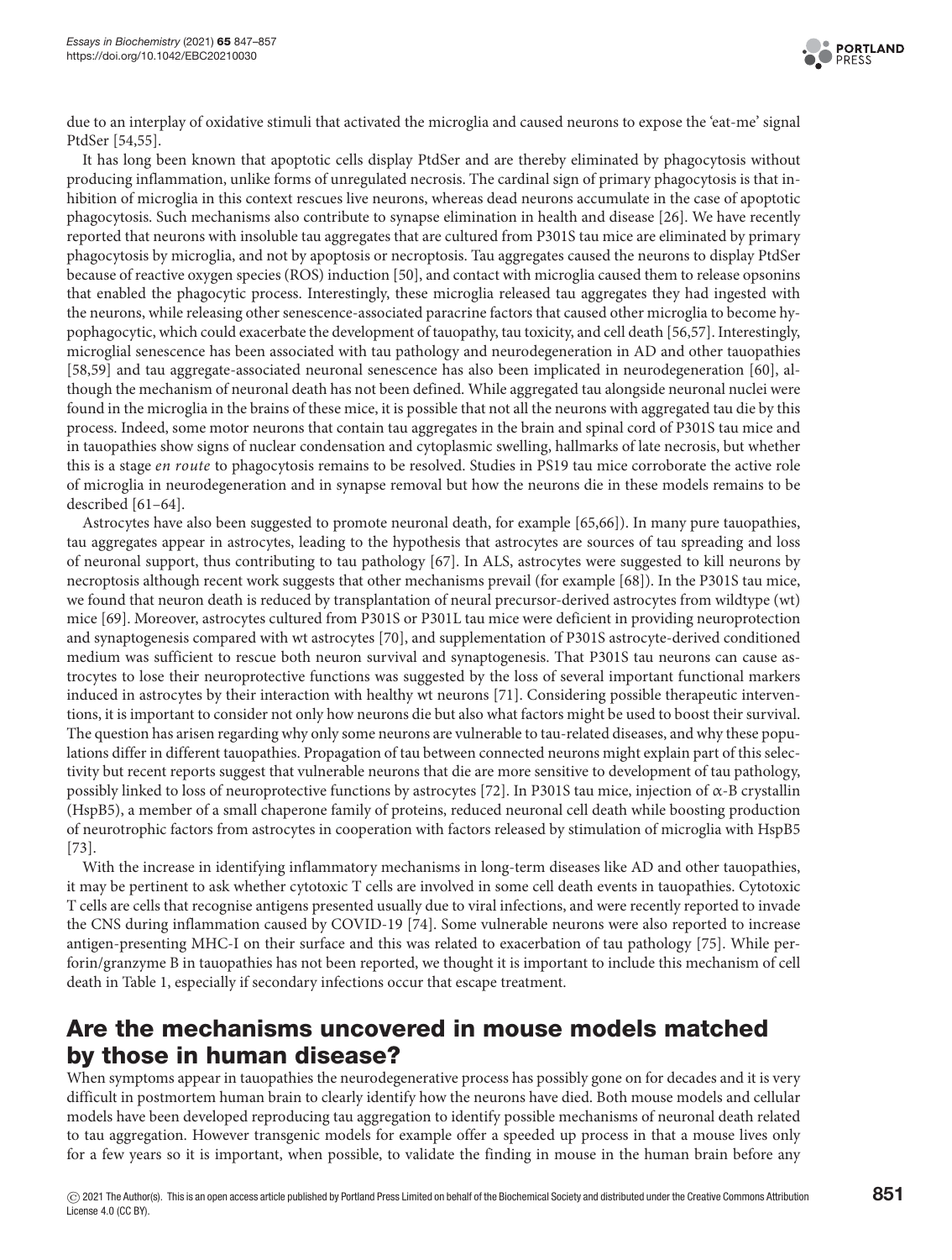due to an interplay of oxidative stimuli that activated the microglia and caused neurons to expose the 'eat-me' signal PtdSer [54,55].

It has long been known that apoptotic cells display PtdSer and are thereby eliminated by phagocytosis without producing inflammation, unlike forms of unregulated necrosis. The cardinal sign of primary phagocytosis is that inhibition of microglia in this context rescues live neurons, whereas dead neurons accumulate in the case of apoptotic phagocytosis. Such mechanisms also contribute to synapse elimination in health and disease [26]. We have recently reported that neurons with insoluble tau aggregates that are cultured from P301S tau mice are eliminated by primary phagocytosis by microglia, and not by apoptosis or necroptosis. Tau aggregates caused the neurons to display PtdSer because of reactive oxygen species (ROS) induction [50], and contact with microglia caused them to release opsonins that enabled the phagocytic process. Interestingly, these microglia released tau aggregates they had ingested with the neurons, while releasing other senescence-associated paracrine factors that caused other microglia to become hypophagocytic, which could exacerbate the development of tauopathy, tau toxicity, and cell death [56,57]. Interestingly, microglial senescence has been associated with tau pathology and neurodegeneration in AD and other tauopathies [58,59] and tau aggregate-associated neuronal senescence has also been implicated in neurodegeneration [60], although the mechanism of neuronal death has not been defined. While aggregated tau alongside neuronal nuclei were found in the microglia in the brains of these mice, it is possible that not all the neurons with aggregated tau die by this process. Indeed, some motor neurons that contain tau aggregates in the brain and spinal cord of P301S tau mice and in tauopathies show signs of nuclear condensation and cytoplasmic swelling, hallmarks of late necrosis, but whether this is a stage *en route* to phagocytosis remains to be resolved. Studies in PS19 tau mice corroborate the active role of microglia in neurodegeneration and in synapse removal but how the neurons die in these models remains to be described [61–64].

Astrocytes have also been suggested to promote neuronal death, for example [65,66]). In many pure tauopathies, tau aggregates appear in astrocytes, leading to the hypothesis that astrocytes are sources of tau spreading and loss of neuronal support, thus contributing to tau pathology [67]. In ALS, astrocytes were suggested to kill neurons by necroptosis although recent work suggests that other mechanisms prevail (for example [68]). In the P301S tau mice, we found that neuron death is reduced by transplantation of neural precursor-derived astrocytes from wildtype (wt) mice [69]. Moreover, astrocytes cultured from P301S or P301L tau mice were deficient in providing neuroprotection and synaptogenesis compared with wt astrocytes [70], and supplementation of P301S astrocyte-derived conditioned medium was sufficient to rescue both neuron survival and synaptogenesis. That P301S tau neurons can cause astrocytes to lose their neuroprotective functions was suggested by the loss of several important functional markers induced in astrocytes by their interaction with healthy wt neurons [71]. Considering possible therapeutic interventions, it is important to consider not only how neurons die but also what factors might be used to boost their survival. The question has arisen regarding why only some neurons are vulnerable to tau-related diseases, and why these populations differ in different tauopathies. Propagation of tau between connected neurons might explain part of this selectivity but recent reports suggest that vulnerable neurons that die are more sensitive to development of tau pathology, possibly linked to loss of neuroprotective functions by astrocytes [72]. In P301S tau mice, injection of α-B crystallin (HspB5), a member of a small chaperone family of proteins, reduced neuronal cell death while boosting production of neurotrophic factors from astrocytes in cooperation with factors released by stimulation of microglia with HspB5 [73].

With the increase in identifying inflammatory mechanisms in long-term diseases like AD and other tauopathies, it may be pertinent to ask whether cytotoxic T cells are involved in some cell death events in tauopathies. Cytotoxic T cells are cells that recognise antigens presented usually due to viral infections, and were recently reported to invade the CNS during inflammation caused by COVID-19 [74]. Some vulnerable neurons were also reported to increase antigen-presenting MHC-I on their surface and this was related to exacerbation of tau pathology [75]. While perforin/granzyme B in tauopathies has not been reported, we thought it is important to include this mechanism of cell death in Table 1, especially if secondary infections occur that escape treatment.

## Are the mechanisms uncovered in mouse models matched by those in human disease?

When symptoms appear in tauopathies the neurodegenerative process has possibly gone on for decades and it is very difficult in postmortem human brain to clearly identify how the neurons have died. Both mouse models and cellular models have been developed reproducing tau aggregation to identify possible mechanisms of neuronal death related to tau aggregation. However transgenic models for example offer a speeded up process in that a mouse lives only for a few years so it is important, when possible, to validate the finding in mouse in the human brain before any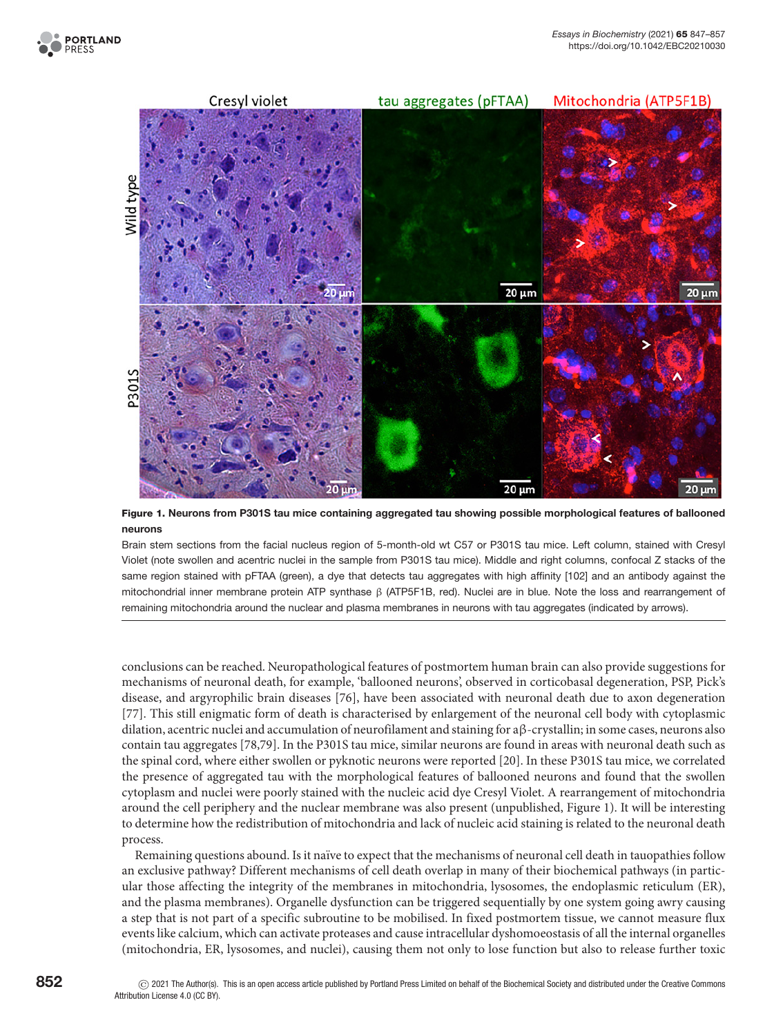**Figure 1. Neurons from P301S tau mice containing aggregated tau showing possible morphological features of ballooned neurons**

Brain stem sections from the facial nucleus region of 5-month-old wt C57 or P301S tau mice. Left column, stained with Cresyl Violet (note swollen and acentric nuclei in the sample from P301S tau mice). Middle and right columns, confocal Z stacks of the same region stained with pFTAA (green), a dye that detects tau aggregates with high affinity [102] and an antibody against the mitochondrial inner membrane protein ATP synthase β (ATP5F1B, red). Nuclei are in blue. Note the loss and rearrangement of remaining mitochondria around the nuclear and plasma membranes in neurons with tau aggregates (indicated by arrows).

conclusions can be reached. Neuropathological features of postmortem human brain can also provide suggestions for mechanisms of neuronal death, for example, 'ballooned neurons', observed in corticobasal degeneration, PSP, Pick's disease, and argyrophilic brain diseases [76], have been associated with neuronal death due to axon degeneration [77]. This still enigmatic form of death is characterised by enlargement of the neuronal cell body with cytoplasmic dilation, acentric nuclei and accumulation of neurofilament and staining for aβ-crystallin; in some cases, neurons also contain tau aggregates [78,79]. In the P301S tau mice, similar neurons are found in areas with neuronal death such as the spinal cord, where either swollen or pyknotic neurons were reported [20]. In these P301S tau mice, we correlated the presence of aggregated tau with the morphological features of ballooned neurons and found that the swollen cytoplasm and nuclei were poorly stained with the nucleic acid dye Cresyl Violet. A rearrangement of mitochondria around the cell periphery and the nuclear membrane was also present (unpublished, Figure 1). It will be interesting to determine how the redistribution of mitochondria and lack of nucleic acid staining is related to the neuronal death process.

Remaining questions abound. Is it naïve to expect that the mechanisms of neuronal cell death in tauopathies follow an exclusive pathway? Different mechanisms of cell death overlap in many of their biochemical pathways (in particular those affecting the integrity of the membranes in mitochondria, lysosomes, the endoplasmic reticulum (ER), and the plasma membranes). Organelle dysfunction can be triggered sequentially by one system going awry causing a step that is not part of a specific subroutine to be mobilised. In fixed postmortem tissue, we cannot measure flux events like calcium, which can activate proteases and cause intracellular dyshomoeostasis of all the internal organelles (mitochondria, ER, lysosomes, and nuclei), causing them not only to lose function but also to release further toxic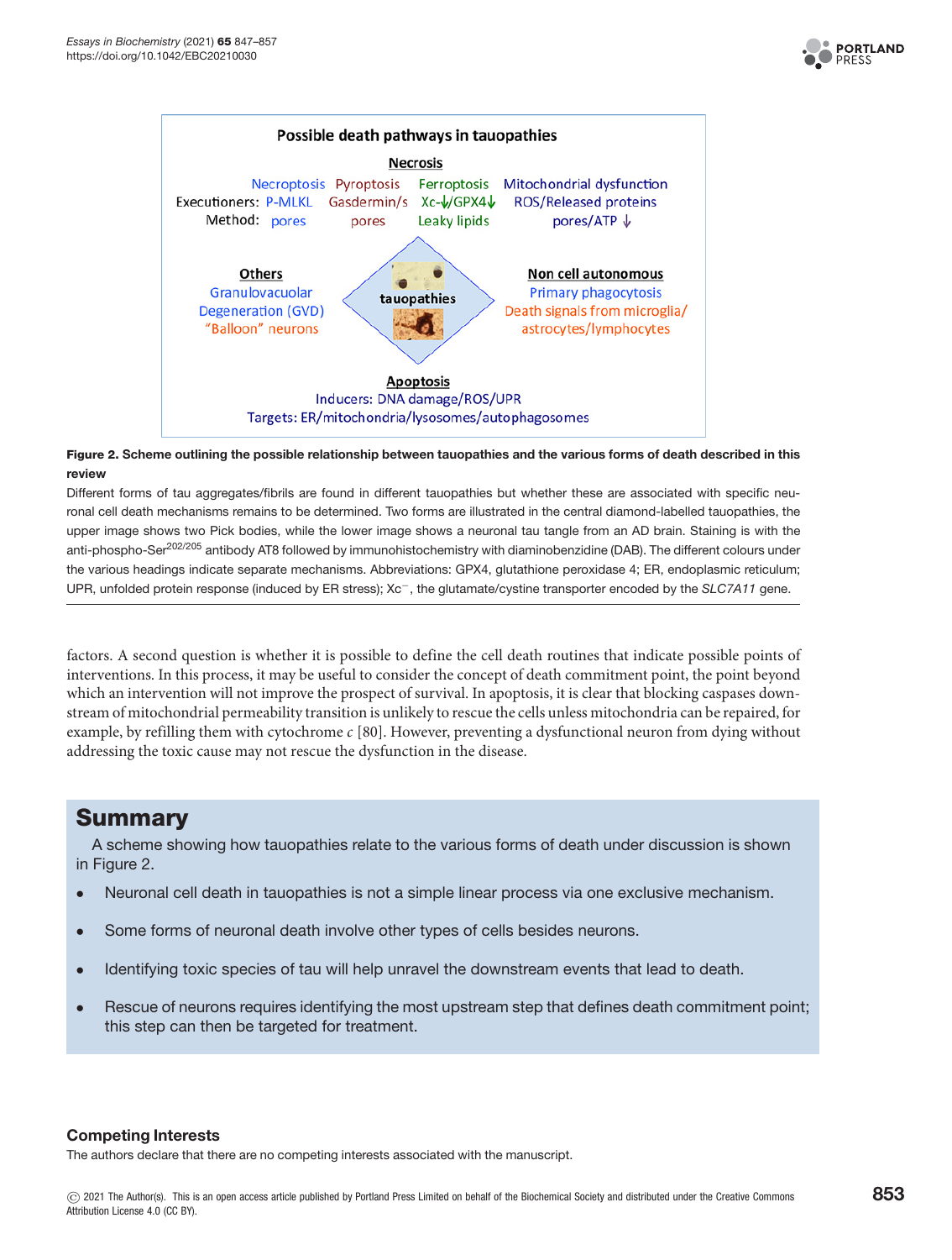Possible death pathways in tauopathies

**Necrosis**

| | Necroptosis | Pyroptosis | Ferroptosis | Mitochondrial dysfunction |
|---|---|---|---|---|
| Executioners: | P-MLKL | Gasdermin/s | Xc-↓/GPX4↓ | ROS/Released proteins |
| Method: | pores | pores | Leaky lipids | pores/ATP ↓ |

**Others**
Granulovacuolar Degeneration (GVD)
"Balloon" neurons

tauopathies

**Non cell autonomous**
Primary phagocytosis
Death signals from microglia/astrocytes/lymphocytes

**Apoptosis**
Inducers: DNA damage/ROS/UPR
Targets: ER/mitochondria/lysosomes/autophagosomes

**Figure 2. Scheme outlining the possible relationship between tauopathies and the various forms of death described in this review**

Different forms of tau aggregates/fibrils are found in different tauopathies but whether these are associated with specific neuronal cell death mechanisms remains to be determined. Two forms are illustrated in the central diamond-labelled tauopathies, the upper image shows two Pick bodies, while the lower image shows a neuronal tau tangle from an AD brain. Staining is with the anti-phospho-Ser$^{202/205}$ antibody AT8 followed by immunohistochemistry with diaminobenzidine (DAB). The different colours under the various headings indicate separate mechanisms. Abbreviations: GPX4, glutathione peroxidase 4; ER, endoplasmic reticulum; UPR, unfolded protein response (induced by ER stress); $Xc^{-}$, the glutamate/cystine transporter encoded by the *SLC7A11* gene.

factors. A second question is whether it is possible to define the cell death routines that indicate possible points of interventions. In this process, it may be useful to consider the concept of death commitment point, the point beyond which an intervention will not improve the prospect of survival. In apoptosis, it is clear that blocking caspases downstream of mitochondrial permeability transition is unlikely to rescue the cells unless mitochondria can be repaired, for example, by refilling them with cytochrome *c* [80]. However, preventing a dysfunctional neuron from dying without addressing the toxic cause may not rescue the dysfunction in the disease.

## Summary

A scheme showing how tauopathies relate to the various forms of death under discussion is shown in Figure 2.

- Neuronal cell death in tauopathies is not a simple linear process via one exclusive mechanism.
- Some forms of neuronal death involve other types of cells besides neurons.
- Identifying toxic species of tau will help unravel the downstream events that lead to death.
- Rescue of neurons requires identifying the most upstream step that defines death commitment point; this step can then be targeted for treatment.

### Competing Interests

The authors declare that there are no competing interests associated with the manuscript.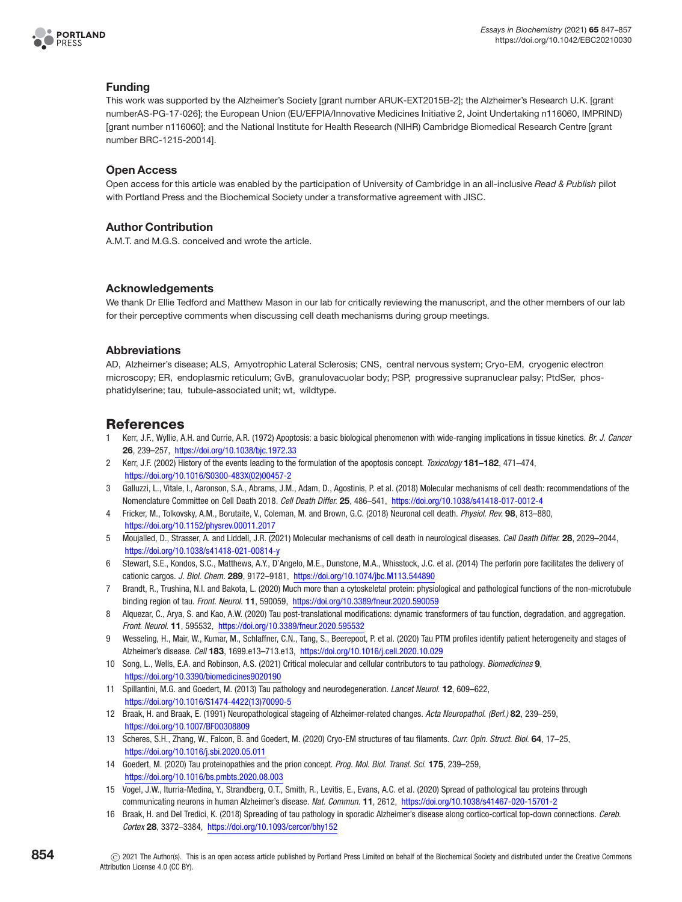## Funding

This work was supported by the Alzheimer's Society [grant number ARUK-EXT2015B-2]; the Alzheimer's Research U.K. [grant numberAS-PG-17-026]; the European Union (EU/EFPIA/Innovative Medicines Initiative 2, Joint Undertaking n116060, IMPRIND) [grant number n116060]; and the National Institute for Health Research (NIHR) Cambridge Biomedical Research Centre [grant number BRC-1215-20014].

## Open Access

Open access for this article was enabled by the participation of University of Cambridge in an all-inclusive *Read & Publish* pilot with Portland Press and the Biochemical Society under a transformative agreement with JISC.

## Author Contribution

A.M.T. and M.G.S. conceived and wrote the article.

## Acknowledgements

We thank Dr Ellie Tedford and Matthew Mason in our lab for critically reviewing the manuscript, and the other members of our lab for their perceptive comments when discussing cell death mechanisms during group meetings.

## Abbreviations

AD, Alzheimer's disease; ALS, Amyotrophic Lateral Sclerosis; CNS, central nervous system; Cryo-EM, cryogenic electron microscopy; ER, endoplasmic reticulum; GvB, granulovacuolar body; PSP, progressive supranuclear palsy; PtdSer, phosphatidylserine; tau, tubule-associated unit; wt, wildtype.

# References

1. Kerr, J.F., Wyllie, A.H. and Currie, A.R. (1972) Apoptosis: a basic biological phenomenon with wide-ranging implications in tissue kinetics. *Br. J. Cancer* **26**, 239–257, https://doi.org/10.1038/bjc.1972.33
2. Kerr, J.F. (2002) History of the events leading to the formulation of the apoptosis concept. *Toxicology* **181–182**, 471–474, https://doi.org/10.1016/S0300-483X(02)00457-2
3. Galluzzi, L., Vitale, I., Aaronson, S.A., Abrams, J.M., Adam, D., Agostinis, P. et al. (2018) Molecular mechanisms of cell death: recommendations of the Nomenclature Committee on Cell Death 2018. *Cell Death Differ.* **25**, 486–541, https://doi.org/10.1038/s41418-017-0012-4
4. Fricker, M., Tolkovsky, A.M., Borutaite, V., Coleman, M. and Brown, G.C. (2018) Neuronal cell death. *Physiol. Rev.* **98**, 813–880, https://doi.org/10.1152/physrev.00011.2017
5. Moujalled, D., Strasser, A. and Liddell, J.R. (2021) Molecular mechanisms of cell death in neurological diseases. *Cell Death Differ.* **28**, 2029–2044, https://doi.org/10.1038/s41418-021-00814-y
6. Stewart, S.E., Kondos, S.C., Matthews, A.Y., D'Angelo, M.E., Dunstone, M.A., Whisstock, J.C. et al. (2014) The perforin pore facilitates the delivery of cationic cargos. *J. Biol. Chem.* **289**, 9172–9181, https://doi.org/10.1074/jbc.M113.544890
7. Brandt, R., Trushina, N.I. and Bakota, L. (2020) Much more than a cytoskeletal protein: physiological and pathological functions of the non-microtubule binding region of tau. *Front. Neurol.* **11**, 590059, https://doi.org/10.3389/fneur.2020.590059
8. Alquezar, C., Arya, S. and Kao, A.W. (2020) Tau post-translational modifications: dynamic transformers of tau function, degradation, and aggregation. *Front. Neurol.* **11**, 595532, https://doi.org/10.3389/fneur.2020.595532
9. Wesseling, H., Mair, W., Kumar, M., Schlaffner, C.N., Tang, S., Beerepoot, P. et al. (2020) Tau PTM profiles identify patient heterogeneity and stages of Alzheimer's disease. *Cell* **183**, 1699.e13–713.e13, https://doi.org/10.1016/j.cell.2020.10.029
10. Song, L., Wells, E.A. and Robinson, A.S. (2021) Critical molecular and cellular contributors to tau pathology. *Biomedicines* **9**, https://doi.org/10.3390/biomedicines9020190
11. Spillantini, M.G. and Goedert, M. (2013) Tau pathology and neurodegeneration. *Lancet Neurol.* **12**, 609–622, https://doi.org/10.1016/S1474-4422(13)70090-5
12. Braak, H. and Braak, E. (1991) Neuropathological stageing of Alzheimer-related changes. *Acta Neuropathol. (Berl.)* **82**, 239–259, https://doi.org/10.1007/BF00308809
13. Scheres, S.H., Zhang, W., Falcon, B. and Goedert, M. (2020) Cryo-EM structures of tau filaments. *Curr. Opin. Struct. Biol.* **64**, 17–25, https://doi.org/10.1016/j.sbi.2020.05.011
14. Goedert, M. (2020) Tau proteinopathies and the prion concept. *Prog. Mol. Biol. Transl. Sci.* **175**, 239–259, https://doi.org/10.1016/bs.pmbts.2020.08.003
15. Vogel, J.W., Iturria-Medina, Y., Strandberg, O.T., Smith, R., Levitis, E., Evans, A.C. et al. (2020) Spread of pathological tau proteins through communicating neurons in human Alzheimer's disease. *Nat. Commun.* **11**, 2612, https://doi.org/10.1038/s41467-020-15701-2
16. Braak, H. and Del Tredici, K. (2018) Spreading of tau pathology in sporadic Alzheimer's disease along cortico-cortical top-down connections. *Cereb. Cortex* **28**, 3372–3384, https://doi.org/10.1093/cercor/bhy152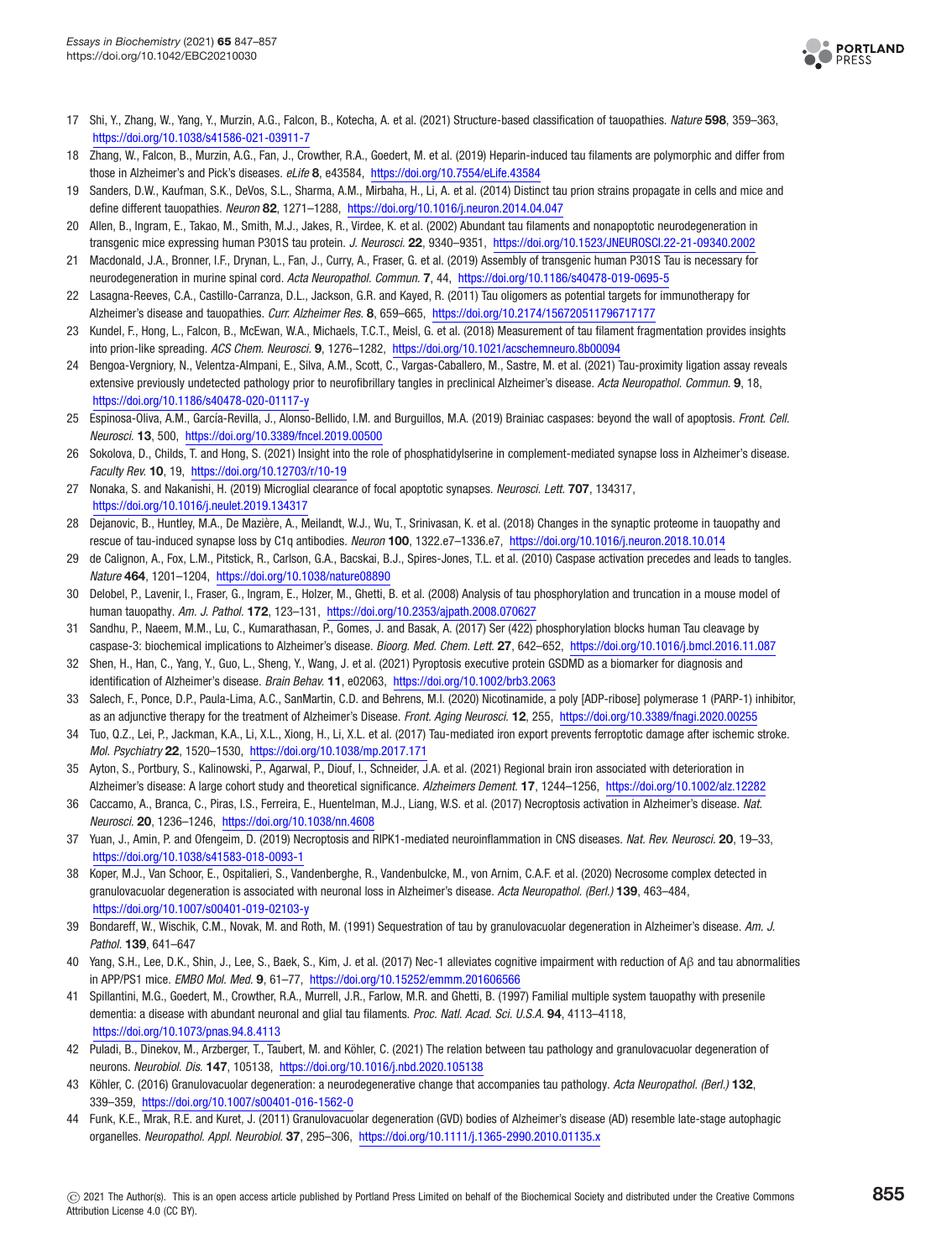17 Shi, Y., Zhang, W., Yang, Y., Murzin, A.G., Falcon, B., Kotecha, A. et al. (2021) Structure-based classification of tauopathies. *Nature* **598**, 359–363, https://doi.org/10.1038/s41586-021-03911-7

18 Zhang, W., Falcon, B., Murzin, A.G., Fan, J., Crowther, R.A., Goedert, M. et al. (2019) Heparin-induced tau filaments are polymorphic and differ from those in Alzheimer's and Pick's diseases. *eLife* **8**, e43584, https://doi.org/10.7554/eLife.43584

19 Sanders, D.W., Kaufman, S.K., DeVos, S.L., Sharma, A.M., Mirbaha, H., Li, A. et al. (2014) Distinct tau prion strains propagate in cells and mice and define different tauopathies. *Neuron* **82**, 1271–1288, https://doi.org/10.1016/j.neuron.2014.04.047

20 Allen, B., Ingram, E., Takao, M., Smith, M.J., Jakes, R., Virdee, K. et al. (2002) Abundant tau filaments and nonapoptotic neurodegeneration in transgenic mice expressing human P301S tau protein. *J. Neurosci.* **22**, 9340–9351, https://doi.org/10.1523/JNEUROSCI.22-21-09340.2002

21 Macdonald, J.A., Bronner, I.F., Drynan, L., Fan, J., Curry, A., Fraser, G. et al. (2019) Assembly of transgenic human P301S Tau is necessary for neurodegeneration in murine spinal cord. *Acta Neuropathol. Commun.* **7**, 44, https://doi.org/10.1186/s40478-019-0695-5

22 Lasagna-Reeves, C.A., Castillo-Carranza, D.L., Jackson, G.R. and Kayed, R. (2011) Tau oligomers as potential targets for immunotherapy for Alzheimer's disease and tauopathies. *Curr. Alzheimer Res.* **8**, 659–665, https://doi.org/10.2174/156720511796717177

23 Kundel, F., Hong, L., Falcon, B., McEwan, W.A., Michaels, T.C.T., Meisl, G. et al. (2018) Measurement of tau filament fragmentation provides insights into prion-like spreading. *ACS Chem. Neurosci.* **9**, 1276–1282, https://doi.org/10.1021/acschemneuro.8b00094

24 Bengoa-Vergniory, N., Velentza-Almpani, E., Silva, A.M., Scott, C., Vargas-Caballero, M., Sastre, M. et al. (2021) Tau-proximity ligation assay reveals extensive previously undetected pathology prior to neurofibrillary tangles in preclinical Alzheimer's disease. *Acta Neuropathol. Commun.* **9**, 18, https://doi.org/10.1186/s40478-020-01117-y

25 Espinosa-Oliva, A.M., García-Revilla, J., Alonso-Bellido, I.M. and Burguillos, M.A. (2019) Brainiac caspases: beyond the wall of apoptosis. *Front. Cell. Neurosci.* **13**, 500, https://doi.org/10.3389/fncel.2019.00500

26 Sokolova, D., Childs, T. and Hong, S. (2021) Insight into the role of phosphatidylserine in complement-mediated synapse loss in Alzheimer's disease. *Faculty Rev.* **10**, 19, https://doi.org/10.12703/r/10-19

27 Nonaka, S. and Nakanishi, H. (2019) Microglial clearance of focal apoptotic synapses. *Neurosci. Lett.* **707**, 134317, https://doi.org/10.1016/j.neulet.2019.134317

28 Dejanovic, B., Huntley, M.A., De Mazière, A., Meilandt, W.J., Wu, T., Srinivasan, K. et al. (2018) Changes in the synaptic proteome in tauopathy and rescue of tau-induced synapse loss by C1q antibodies. *Neuron* **100**, 1322.e7–1336.e7, https://doi.org/10.1016/j.neuron.2018.10.014

29 de Calignon, A., Fox, L.M., Pitstick, R., Carlson, G.A., Bacskai, B.J., Spires-Jones, T.L. et al. (2010) Caspase activation precedes and leads to tangles. *Nature* **464**, 1201–1204, https://doi.org/10.1038/nature08890

30 Delobel, P., Lavenir, I., Fraser, G., Ingram, E., Holzer, M., Ghetti, B. et al. (2008) Analysis of tau phosphorylation and truncation in a mouse model of human tauopathy. *Am. J. Pathol.* **172**, 123–131, https://doi.org/10.2353/ajpath.2008.070627

31 Sandhu, P., Naeem, M.M., Lu, C., Kumarathasan, P., Gomes, J. and Basak, A. (2017) Ser (422) phosphorylation blocks human Tau cleavage by caspase-3: biochemical implications to Alzheimer's disease. *Bioorg. Med. Chem. Lett.* **27**, 642–652, https://doi.org/10.1016/j.bmcl.2016.11.087

32 Shen, H., Han, C., Yang, Y., Guo, L., Sheng, Y., Wang, J. et al. (2021) Pyroptosis executive protein GSDMD as a biomarker for diagnosis and identification of Alzheimer's disease. *Brain Behav.* **11**, e02063, https://doi.org/10.1002/brb3.2063

33 Salech, F., Ponce, D.P., Paula-Lima, A.C., SanMartin, C.D. and Behrens, M.I. (2020) Nicotinamide, a poly [ADP-ribose] polymerase 1 (PARP-1) inhibitor, as an adjunctive therapy for the treatment of Alzheimer's Disease. *Front. Aging Neurosci.* **12**, 255, https://doi.org/10.3389/fnagi.2020.00255

34 Tuo, Q.Z., Lei, P., Jackman, K.A., Li, X.L., Xiong, H., Li, X.L. et al. (2017) Tau-mediated iron export prevents ferroptotic damage after ischemic stroke. *Mol. Psychiatry* **22**, 1520–1530, https://doi.org/10.1038/mp.2017.171

35 Ayton, S., Portbury, S., Kalinowski, P., Agarwal, P., Diouf, I., Schneider, J.A. et al. (2021) Regional brain iron associated with deterioration in Alzheimer's disease: A large cohort study and theoretical significance. *Alzheimers Dement.* **17**, 1244–1256, https://doi.org/10.1002/alz.12282

36 Caccamo, A., Branca, C., Piras, I.S., Ferreira, E., Huentelman, M.J., Liang, W.S. et al. (2017) Necroptosis activation in Alzheimer's disease. *Nat. Neurosci.* **20**, 1236–1246, https://doi.org/10.1038/nn.4608

37 Yuan, J., Amin, P. and Ofengeim, D. (2019) Necroptosis and RIPK1-mediated neuroinflammation in CNS diseases. *Nat. Rev. Neurosci.* **20**, 19–33, https://doi.org/10.1038/s41583-018-0093-1

38 Koper, M.J., Van Schoor, E., Ospitalieri, S., Vandenberghe, R., Vandenbulcke, M., von Arnim, C.A.F. et al. (2020) Necrosome complex detected in granulovacuolar degeneration is associated with neuronal loss in Alzheimer's disease. *Acta Neuropathol. (Berl.)* **139**, 463–484, https://doi.org/10.1007/s00401-019-02103-y

39 Bondareff, W., Wischik, C.M., Novak, M. and Roth, M. (1991) Sequestration of tau by granulovacuolar degeneration in Alzheimer's disease. *Am. J. Pathol.* **139**, 641–647

40 Yang, S.H., Lee, D.K., Shin, J., Lee, S., Baek, S., Kim, J. et al. (2017) Nec-1 alleviates cognitive impairment with reduction of Aβ and tau abnormalities in APP/PS1 mice. *EMBO Mol. Med.* **9**, 61–77, https://doi.org/10.15252/emmm.201606566

41 Spillantini, M.G., Goedert, M., Crowther, R.A., Murrell, J.R., Farlow, M.R. and Ghetti, B. (1997) Familial multiple system tauopathy with presenile dementia: a disease with abundant neuronal and glial tau filaments. *Proc. Natl. Acad. Sci. U.S.A.* **94**, 4113–4118, https://doi.org/10.1073/pnas.94.8.4113

42 Puladi, B., Dinekov, M., Arzberger, T., Taubert, M. and Köhler, C. (2021) The relation between tau pathology and granulovacuolar degeneration of neurons. *Neurobiol. Dis.* **147**, 105138, https://doi.org/10.1016/j.nbd.2020.105138

43 Köhler, C. (2016) Granulovacuolar degeneration: a neurodegenerative change that accompanies tau pathology. *Acta Neuropathol. (Berl.)* **132**, 339–359, https://doi.org/10.1007/s00401-016-1562-0

44 Funk, K.E., Mrak, R.E. and Kuret, J. (2011) Granulovacuolar degeneration (GVD) bodies of Alzheimer's disease (AD) resemble late-stage autophagic organelles. *Neuropathol. Appl. Neurobiol.* **37**, 295–306, https://doi.org/10.1111/j.1365-2990.2010.01135.x

© 2021 The Author(s). This is an open access article published by Portland Press Limited on behalf of the Biochemical Society and distributed under the Creative Commons Attribution License 4.0 (CC BY).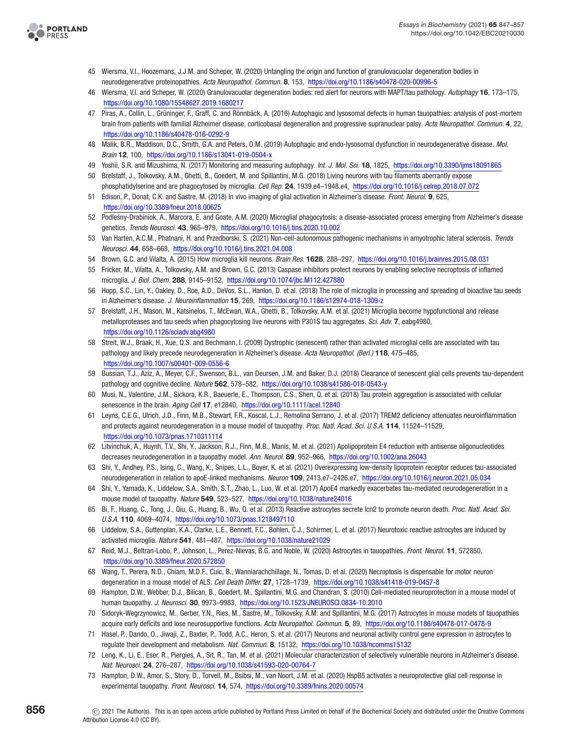45 Wiersma, V.I., Hoozemans, J.J.M. and Scheper, W. (2020) Untangling the origin and function of granulovacuolar degeneration bodies in neurodegenerative proteinopathies. *Acta Neuropathol. Commun.* **8**, 153, https://doi.org/10.1186/s40478-020-00996-5

46 Wiersma, V.I. and Scheper, W. (2020) Granulovacuolar degeneration bodies: red alert for neurons with MAPT/tau pathology. *Autophagy* **16**, 173–175, https://doi.org/10.1080/15548627.2019.1680217

47 Piras, A., Collin, L., Grüninger, F., Graff, C. and Rönnbäck, A. (2016) Autophagic and lysosomal defects in human tauopathies: analysis of post-mortem brain from patients with familial Alzheimer disease, corticobasal degeneration and progressive supranuclear palsy. *Acta Neuropathol. Commun.* **4**, 22, https://doi.org/10.1186/s40478-016-0292-9

48 Malik, B.R., Maddison, D.C., Smith, G.A. and Peters, O.M. (2019) Autophagic and endo-lysosomal dysfunction in neurodegenerative disease. *Mol. Brain* **12**, 100, https://doi.org/10.1186/s13041-019-0504-x

49 Yoshii, S.R. and Mizushima, N. (2017) Monitoring and measuring autophagy. *Int. J. Mol. Sci.* **18**, 1825, https://doi.org/10.3390/ijms18091865

50 Brelstaff, J., Tolkovsky, A.M., Ghetti, B., Goedert, M. and Spillantini, M.G. (2018) Living neurons with tau filaments aberrantly expose phosphatidylserine and are phagocytosed by microglia. *Cell Rep.* **24**, 1939.e4–1948.e4, https://doi.org/10.1016/j.celrep.2018.07.072

51 Edison, P., Donat, C.K. and Sastre, M. (2018) In vivo imaging of glial activation in Alzheimer's disease. *Front. Neurol.* **9**, 625, https://doi.org/10.3389/fneur.2018.00625

52 Podleśny-Drabiniok, A., Marcora, E. and Goate, A.M. (2020) Microglial phagocytosis: a disease-associated process emerging from Alzheimer's disease genetics. *Trends Neurosci.* **43**, 965–979, https://doi.org/10.1016/j.tins.2020.10.002

53 Van Harten, A.C.M., Phatnani, H. and Przedborski, S. (2021) Non-cell-autonomous pathogenic mechanisms in amyotrophic lateral sclerosis. *Trends Neurosci.* **44**, 658–668, https://doi.org/10.1016/j.tins.2021.04.008

54 Brown, G.C. and Vilalta, A. (2015) How microglia kill neurons. *Brain Res.* **1628**, 288–297, https://doi.org/10.1016/j.brainres.2015.08.031

55 Fricker, M., Vilalta, A., Tolkovsky, A.M. and Brown, G.C. (2013) Caspase inhibitors protect neurons by enabling selective necroptosis of inflamed microglia. *J. Biol. Chem.* **288**, 9145–9152, https://doi.org/10.1074/jbc.M112.427880

56 Hopp, S.C., Lin, Y., Oakley, D., Roe, A.D., DeVos, S.L., Hanlon, D. et al. (2018) The role of microglia in processing and spreading of bioactive tau seeds in Alzheimer's disease. *J. Neuroinflammation* **15**, 269, https://doi.org/10.1186/s12974-018-1309-z

57 Brelstaff, J.H., Mason, M., Katsinelos, T., McEwan, W.A., Ghetti, B., Tolkovsky, A.M. et al. (2021) Microglia become hypofunctional and release metalloproteases and tau seeds when phagocytosing live neurons with P301S tau aggregates. *Sci. Adv.* **7**, eabg4980, https://doi.org/10.1126/sciadv.abg4980

58 Streit, W.J., Braak, H., Xue, Q.S. and Bechmann, I. (2009) Dystrophic (senescent) rather than activated microglial cells are associated with tau pathology and likely precede neurodegeneration in Alzheimer's disease. *Acta Neuropathol. (Berl.)* **118**, 475–485, https://doi.org/10.1007/s00401-009-0556-6

59 Bussian, T.J., Aziz, A., Meyer, C.F., Swenson, B.L., van Deursen, J.M. and Baker, D.J. (2018) Clearance of senescent glial cells prevents tau-dependent pathology and cognitive decline. *Nature* **562**, 578–582, https://doi.org/10.1038/s41586-018-0543-y

60 Musi, N., Valentine, J.M., Sickora, K.R., Baeuerle, E., Thompson, C.S., Shen, Q. et al. (2018) Tau protein aggregation is associated with cellular senescence in the brain. *Aging Cell* **17**, e12840, https://doi.org/10.1111/acel.12840

61 Leyns, C.E.G., Ulrich, J.D., Finn, M.B., Stewart, F.R., Koscal, L.J., Remolina Serrano, J. et al. (2017) TREM2 deficiency attenuates neuroinflammation and protects against neurodegeneration in a mouse model of tauopathy. *Proc. Natl. Acad. Sci. U.S.A.* **114**, 11524–11529, https://doi.org/10.1073/pnas.1710311114

62 Litvinchuk, A., Huynh, T.V., Shi, Y., Jackson, R.J., Finn, M.B., Manis, M. et al. (2021) Apolipoprotein E4 reduction with antisense oligonucleotides decreases neurodegeneration in a tauopathy model. *Ann. Neurol.* **89**, 952–966, https://doi.org/10.1002/ana.26043

63 Shi, Y., Andhey, P.S., Ising, C., Wang, K., Snipes, L.L., Boyer, K. et al. (2021) Overexpressing low-density lipoprotein receptor reduces tau-associated neurodegeneration in relation to apoE-linked mechanisms. *Neuron* **109**, 2413.e7–2426.e7, https://doi.org/10.1016/j.neuron.2021.05.034

64 Shi, Y., Yamada, K., Liddelow, S.A., Smith, S.T., Zhao, L., Luo, W. et al. (2017) ApoE4 markedly exacerbates tau-mediated neurodegeneration in a mouse model of tauopathy. *Nature* **549**, 523–527, https://doi.org/10.1038/nature24016

65 Bi, F., Huang, C., Tong, J., Qiu, G., Huang, B., Wu, Q. et al. (2013) Reactive astrocytes secrete lcn2 to promote neuron death. *Proc. Natl. Acad. Sci. U.S.A.* **110**, 4069–4074, https://doi.org/10.1073/pnas.1218497110

66 Liddelow, S.A., Guttenplan, K.A., Clarke, L.E., Bennett, F.C., Bohlen, C.J., Schirmer, L. et al. (2017) Neurotoxic reactive astrocytes are induced by activated microglia. *Nature* **541**, 481–487, https://doi.org/10.1038/nature21029

67 Reid, M.J., Beltran-Lobo, P., Johnson, L., Perez-Nievas, B.G. and Noble, W. (2020) Astrocytes in tauopathies. *Front. Neurol.* **11**, 572850, https://doi.org/10.3389/fneur.2020.572850

68 Wang, T., Perera, N.D., Chiam, M.D.F., Cuic, B., Wanniarachchillage, N., Tomas, D. et al. (2020) Necroptosis is dispensable for motor neuron degeneration in a mouse model of ALS. *Cell Death Differ.* **27**, 1728–1739, https://doi.org/10.1038/s41418-019-0457-8

69 Hampton, D.W., Webber, D.J., Bilican, B., Goedert, M., Spillantini, M.G. and Chandran, S. (2010) Cell-mediated neuroprotection in a mouse model of human tauopathy. *J. Neurosci.* **30**, 9973–9983, https://doi.org/10.1523/JNEUROSCI.0834-10.2010

70 Sidoryk-Wegrzynowicz, M., Gerber, Y.N., Ries, M., Sastre, M., Tolkovsky, A.M. and Spillantini, M.G. (2017) Astrocytes in mouse models of tauopathies acquire early deficits and lose neurosupportive functions. *Acta Neuropathol. Commun.* **5**, 89, https://doi.org/10.1186/s40478-017-0478-9

71 Hasel, P., Dando, O., Jiwaji, Z., Baxter, P., Todd, A.C., Heron, S. et al. (2017) Neurons and neuronal activity control gene expression in astrocytes to regulate their development and metabolism. *Nat. Commun.* **8**, 15132, https://doi.org/10.1038/ncomms15132

72 Leng, K., Li, E., Eser, R., Piergies, A., Sit, R., Tan, M. et al. (2021) Molecular characterization of selectively vulnerable neurons in Alzheimer's disease. *Nat. Neurosci.* **24**, 276–287, https://doi.org/10.1038/s41593-020-00764-7

73 Hampton, D.W., Amor, S., Story, D., Torvell, M., Bsibsi, M., van Noort, J.M. et al. (2020) HspB5 activates a neuroprotective glial cell response in experimental tauopathy. *Front. Neurosci.* **14**, 574, https://doi.org/10.3389/fnins.2020.00574

© 2021 The Author(s). This is an open access article published by Portland Press Limited on behalf of the Biochemical Society and distributed under the Creative Commons Attribution License 4.0 (CC BY).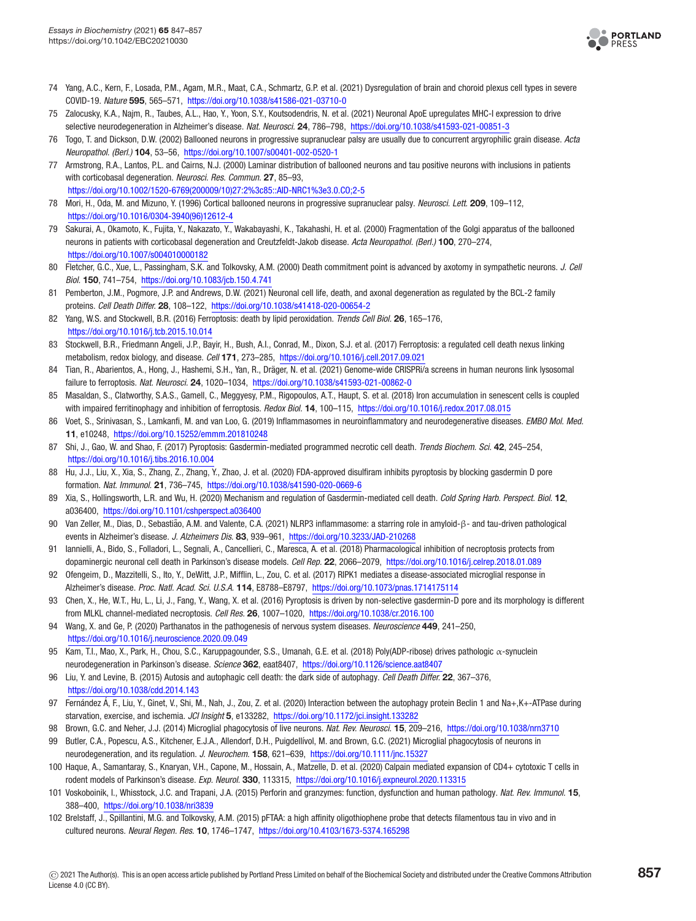74 Yang, A.C., Kern, F., Losada, P.M., Agam, M.R., Maat, C.A., Schmartz, G.P. et al. (2021) Dysregulation of brain and choroid plexus cell types in severe COVID-19. *Nature* **595**, 565–571, https://doi.org/10.1038/s41586-021-03710-0

75 Zalocusky, K.A., Najm, R., Taubes, A.L., Hao, Y., Yoon, S.Y., Koutsodendris, N. et al. (2021) Neuronal ApoE upregulates MHC-I expression to drive selective neurodegeneration in Alzheimer's disease. *Nat. Neurosci.* **24**, 786–798, https://doi.org/10.1038/s41593-021-00851-3

76 Togo, T. and Dickson, D.W. (2002) Ballooned neurons in progressive supranuclear palsy are usually due to concurrent argyrophilic grain disease. *Acta Neuropathol. (Berl.)* **104**, 53–56, https://doi.org/10.1007/s00401-002-0520-1

77 Armstrong, R.A., Lantos, P.L. and Cairns, N.J. (2000) Laminar distribution of ballooned neurons and tau positive neurons with inclusions in patients with corticobasal degeneration. *Neurosci. Res. Commun.* **27**, 85–93, https://doi.org/10.1002/1520-6769(200009/10)27:2%3c85::AID-NRC1%3e3.0.CO;2-5

78 Mori, H., Oda, M. and Mizuno, Y. (1996) Cortical ballooned neurons in progressive supranuclear palsy. *Neurosci. Lett.* **209**, 109–112, https://doi.org/10.1016/0304-3940(96)12612-4

79 Sakurai, A., Okamoto, K., Fujita, Y., Nakazato, Y., Wakabayashi, K., Takahashi, H. et al. (2000) Fragmentation of the Golgi apparatus of the ballooned neurons in patients with corticobasal degeneration and Creutzfeldt-Jakob disease. *Acta Neuropathol. (Berl.)* **100**, 270–274, https://doi.org/10.1007/s004010000182

80 Fletcher, G.C., Xue, L., Passingham, S.K. and Tolkovsky, A.M. (2000) Death commitment point is advanced by axotomy in sympathetic neurons. *J. Cell Biol.* **150**, 741–754, https://doi.org/10.1083/jcb.150.4.741

81 Pemberton, J.M., Pogmore, J.P. and Andrews, D.W. (2021) Neuronal cell life, death, and axonal degeneration as regulated by the BCL-2 family proteins. *Cell Death Differ.* **28**, 108–122, https://doi.org/10.1038/s41418-020-00654-2

82 Yang, W.S. and Stockwell, B.R. (2016) Ferroptosis: death by lipid peroxidation. *Trends Cell Biol.* **26**, 165–176, https://doi.org/10.1016/j.tcb.2015.10.014

83 Stockwell, B.R., Friedmann Angeli, J.P., Bayir, H., Bush, A.I., Conrad, M., Dixon, S.J. et al. (2017) Ferroptosis: a regulated cell death nexus linking metabolism, redox biology, and disease. *Cell* **171**, 273–285, https://doi.org/10.1016/j.cell.2017.09.021

84 Tian, R., Abarientos, A., Hong, J., Hashemi, S.H., Yan, R., Dräger, N. et al. (2021) Genome-wide CRISPRi/a screens in human neurons link lysosomal failure to ferroptosis. *Nat. Neurosci.* **24**, 1020–1034, https://doi.org/10.1038/s41593-021-00862-0

85 Masaldan, S., Clatworthy, S.A.S., Gamell, C., Meggyesy, P.M., Rigopoulos, A.T., Haupt, S. et al. (2018) Iron accumulation in senescent cells is coupled with impaired ferritinophagy and inhibition of ferroptosis. *Redox Biol.* **14**, 100–115, https://doi.org/10.1016/j.redox.2017.08.015

86 Voet, S., Srinivasan, S., Lamkanfi, M. and van Loo, G. (2019) Inflammasomes in neuroinflammatory and neurodegenerative diseases. *EMBO Mol. Med.* **11**, e10248, https://doi.org/10.15252/emmm.201810248

87 Shi, J., Gao, W. and Shao, F. (2017) Pyroptosis: Gasdermin-mediated programmed necrotic cell death. *Trends Biochem. Sci.* **42**, 245–254, https://doi.org/10.1016/j.tibs.2016.10.004

88 Hu, J.J., Liu, X., Xia, S., Zhang, Z., Zhang, Y., Zhao, J. et al. (2020) FDA-approved disulfiram inhibits pyroptosis by blocking gasdermin D pore formation. *Nat. Immunol.* **21**, 736–745, https://doi.org/10.1038/s41590-020-0669-6

89 Xia, S., Hollingsworth, L.R. and Wu, H. (2020) Mechanism and regulation of Gasdermin-mediated cell death. *Cold Spring Harb. Perspect. Biol.* **12**, a036400, https://doi.org/10.1101/cshperspect.a036400

90 Van Zeller, M., Dias, D., Sebastião, A.M. and Valente, C.A. (2021) NLRP3 inflammasome: a starring role in amyloid-β- and tau-driven pathological events in Alzheimer's disease. *J. Alzheimers Dis.* **83**, 939–961, https://doi.org/10.3233/JAD-210268

91 Iannielli, A., Bido, S., Folladori, L., Segnali, A., Cancellieri, C., Maresca, A. et al. (2018) Pharmacological inhibition of necroptosis protects from dopaminergic neuronal cell death in Parkinson's disease models. *Cell Rep.* **22**, 2066–2079, https://doi.org/10.1016/j.celrep.2018.01.089

92 Ofengeim, D., Mazzitelli, S., Ito, Y., DeWitt, J.P., Mifflin, L., Zou, C. et al. (2017) RIPK1 mediates a disease-associated microglial response in Alzheimer's disease. *Proc. Natl. Acad. Sci. U.S.A.* **114**, E8788–E8797, https://doi.org/10.1073/pnas.1714175114

93 Chen, X., He, W.T., Hu, L., Li, J., Fang, Y., Wang, X. et al. (2016) Pyroptosis is driven by non-selective gasdermin-D pore and its morphology is different from MLKL channel-mediated necroptosis. *Cell Res.* **26**, 1007–1020, https://doi.org/10.1038/cr.2016.100

94 Wang, X. and Ge, P. (2020) Parthanatos in the pathogenesis of nervous system diseases. *Neuroscience* **449**, 241–250, https://doi.org/10.1016/j.neuroscience.2020.09.049

95 Kam, T.I., Mao, X., Park, H., Chou, S.C., Karuppagounder, S.S., Umanah, G.E. et al. (2018) Poly(ADP-ribose) drives pathologic α-synuclein neurodegeneration in Parkinson's disease. *Science* **362**, eaat8407, https://doi.org/10.1126/science.aat8407

96 Liu, Y. and Levine, B. (2015) Autosis and autophagic cell death: the dark side of autophagy. *Cell Death Differ.* **22**, 367–376, https://doi.org/10.1038/cdd.2014.143

97 Fernández Á, F., Liu, Y., Ginet, V., Shi, M., Nah, J., Zou, Z. et al. (2020) Interaction between the autophagy protein Beclin 1 and Na+,K+-ATPase during starvation, exercise, and ischemia. *JCI Insight* **5**, e133282, https://doi.org/10.1172/jci.insight.133282

98 Brown, G.C. and Neher, J.J. (2014) Microglial phagocytosis of live neurons. *Nat. Rev. Neurosci.* **15**, 209–216, https://doi.org/10.1038/nrn3710

99 Butler, C.A., Popescu, A.S., Kitchener, E.J.A., Allendorf, D.H., Puigdellívol, M. and Brown, G.C. (2021) Microglial phagocytosis of neurons in neurodegeneration, and its regulation. *J. Neurochem.* **158**, 621–639, https://doi.org/10.1111/jnc.15327

100 Haque, A., Samantaray, S., Knaryan, V.H., Capone, M., Hossain, A., Matzelle, D. et al. (2020) Calpain mediated expansion of CD4+ cytotoxic T cells in rodent models of Parkinson's disease. *Exp. Neurol.* **330**, 113315, https://doi.org/10.1016/j.expneurol.2020.113315

101 Voskoboinik, I., Whisstock, J.C. and Trapani, J.A. (2015) Perforin and granzymes: function, dysfunction and human pathology. *Nat. Rev. Immunol.* **15**, 388–400, https://doi.org/10.1038/nri3839

102 Brelstaff, J., Spillantini, M.G. and Tolkovsky, A.M. (2015) pFTAA: a high affinity oligothiophene probe that detects filamentous tau in vivo and in cultured neurons. *Neural Regen. Res.* **10**, 1746–1747, https://doi.org/10.4103/1673-5374.165298

© 2021 The Author(s). This is an open access article published by Portland Press Limited on behalf of the Biochemical Society and distributed under the Creative Commons Attribution License 4.0 (CC BY).